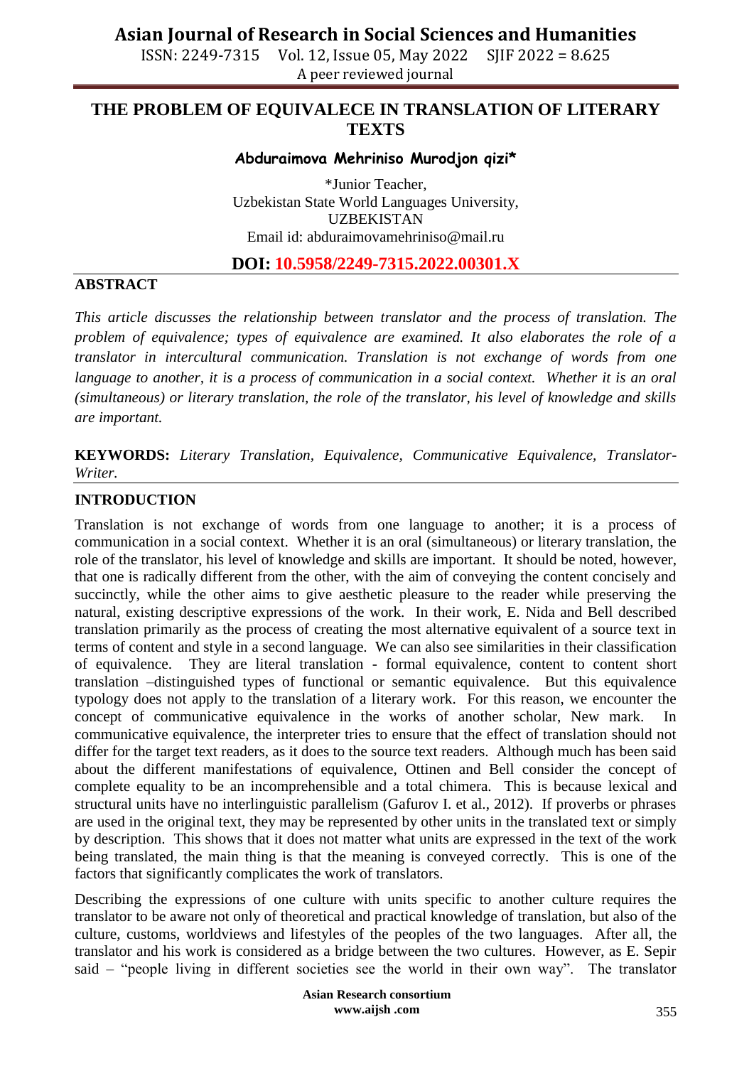# THE PROBLEM OF EQUIVALECE IN TRANSLATION OF LITERARY TEXTS

**Abduraimova Mehriniso Murodjon qizi***

*Junior Teacher,
Uzbekistan State World Languages University,
UZBEKISTAN
Email id: abduraimovamehriniso@mail.ru

**DOI: 10.5958/2249-7315.2022.00301.X**

## ABSTRACT

*This article discusses the relationship between translator and the process of translation. The problem of equivalence; types of equivalence are examined. It also elaborates the role of a translator in intercultural communication. Translation is not exchange of words from one language to another, it is a process of communication in a social context. Whether it is an oral (simultaneous) or literary translation, the role of the translator, his level of knowledge and skills are important.*

**KEYWORDS:** *Literary Translation, Equivalence, Communicative Equivalence, Translator-Writer.*

## INTRODUCTION

Translation is not exchange of words from one language to another; it is a process of communication in a social context. Whether it is an oral (simultaneous) or literary translation, the role of the translator, his level of knowledge and skills are important. It should be noted, however, that one is radically different from the other, with the aim of conveying the content concisely and succinctly, while the other aims to give aesthetic pleasure to the reader while preserving the natural, existing descriptive expressions of the work. In their work, E. Nida and Bell described translation primarily as the process of creating the most alternative equivalent of a source text in terms of content and style in a second language. We can also see similarities in their classification of equivalence. They are literal translation - formal equivalence, content to content short translation –distinguished types of functional or semantic equivalence. But this equivalence typology does not apply to the translation of a literary work. For this reason, we encounter the concept of communicative equivalence in the works of another scholar, New mark. In communicative equivalence, the interpreter tries to ensure that the effect of translation should not differ for the target text readers, as it does to the source text readers. Although much has been said about the different manifestations of equivalence, Ottinen and Bell consider the concept of complete equality to be an incomprehensible and a total chimera. This is because lexical and structural units have no interlinguistic parallelism (Gafurov I. et al., 2012). If proverbs or phrases are used in the original text, they may be represented by other units in the translated text or simply by description. This shows that it does not matter what units are expressed in the text of the work being translated, the main thing is that the meaning is conveyed correctly. This is one of the factors that significantly complicates the work of translators.

Describing the expressions of one culture with units specific to another culture requires the translator to be aware not only of theoretical and practical knowledge of translation, but also of the culture, customs, worldviews and lifestyles of the peoples of the two languages. After all, the translator and his work is considered as a bridge between the two cultures. However, as E. Sepir said – "people living in different societies see the world in their own way". The translator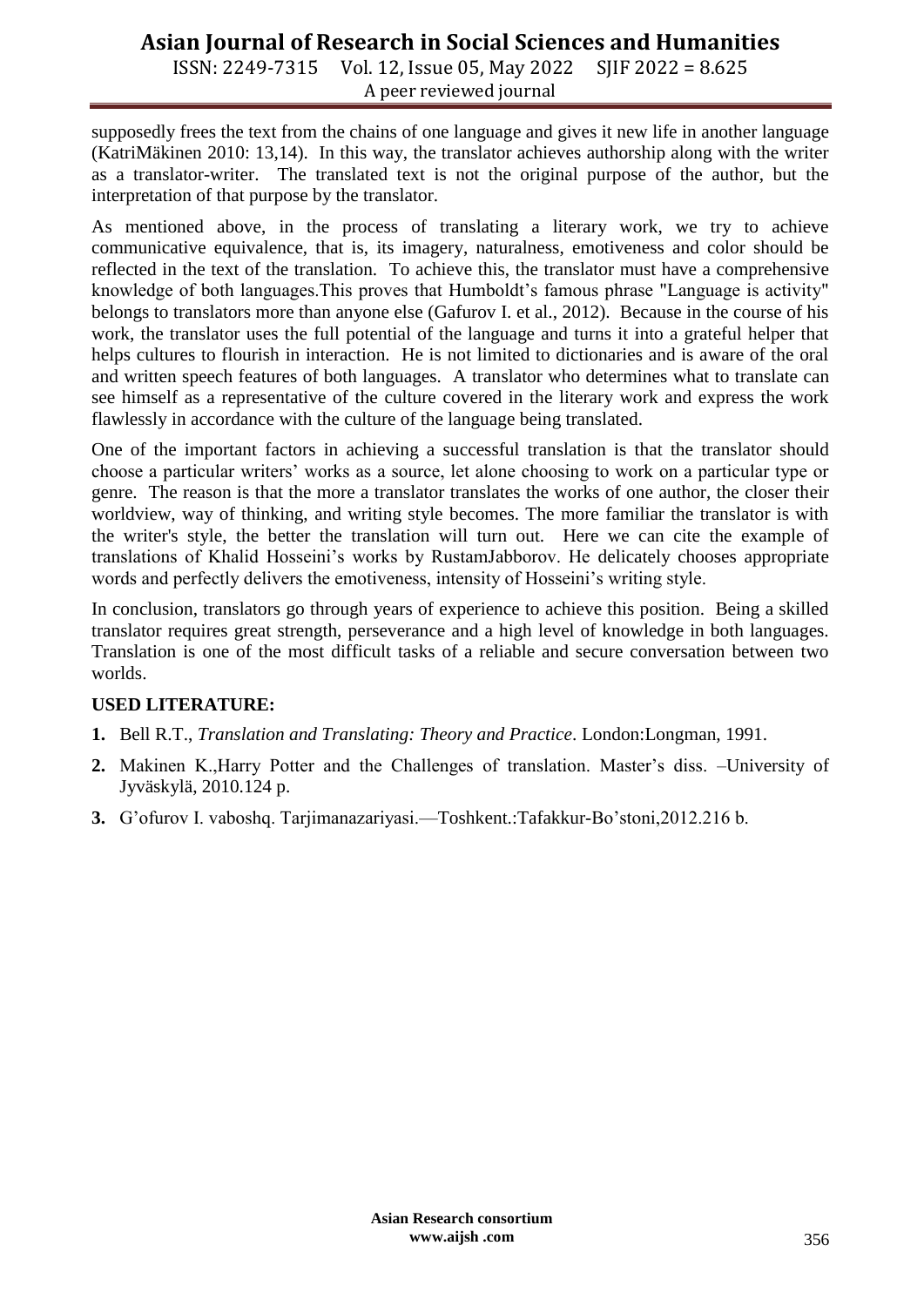supposedly frees the text from the chains of one language and gives it new life in another language (KatriMäkinen 2010: 13,14). In this way, the translator achieves authorship along with the writer as a translator-writer. The translated text is not the original purpose of the author, but the interpretation of that purpose by the translator.

As mentioned above, in the process of translating a literary work, we try to achieve communicative equivalence, that is, its imagery, naturalness, emotiveness and color should be reflected in the text of the translation. To achieve this, the translator must have a comprehensive knowledge of both languages.This proves that Humboldt's famous phrase "Language is activity" belongs to translators more than anyone else (Gafurov I. et al., 2012). Because in the course of his work, the translator uses the full potential of the language and turns it into a grateful helper that helps cultures to flourish in interaction. He is not limited to dictionaries and is aware of the oral and written speech features of both languages. A translator who determines what to translate can see himself as a representative of the culture covered in the literary work and express the work flawlessly in accordance with the culture of the language being translated.

One of the important factors in achieving a successful translation is that the translator should choose a particular writers' works as a source, let alone choosing to work on a particular type or genre. The reason is that the more a translator translates the works of one author, the closer their worldview, way of thinking, and writing style becomes. The more familiar the translator is with the writer's style, the better the translation will turn out. Here we can cite the example of translations of Khalid Hosseini's works by RustamJabborov. He delicately chooses appropriate words and perfectly delivers the emotiveness, intensity of Hosseini's writing style.

In conclusion, translators go through years of experience to achieve this position. Being a skilled translator requires great strength, perseverance and a high level of knowledge in both languages. Translation is one of the most difficult tasks of a reliable and secure conversation between two worlds.

**USED LITERATURE:**

1. Bell R.T., *Translation and Translating: Theory and Practice*. London:Longman, 1991.
2. Makinen K.,Harry Potter and the Challenges of translation. Master's diss. –University of Jyväskylä, 2010.124 p.
3. G'ofurov I. vaboshq. Tarjimanazariyasi.—Toshkent.:Tafakkur-Bo'stoni,2012.216 b.